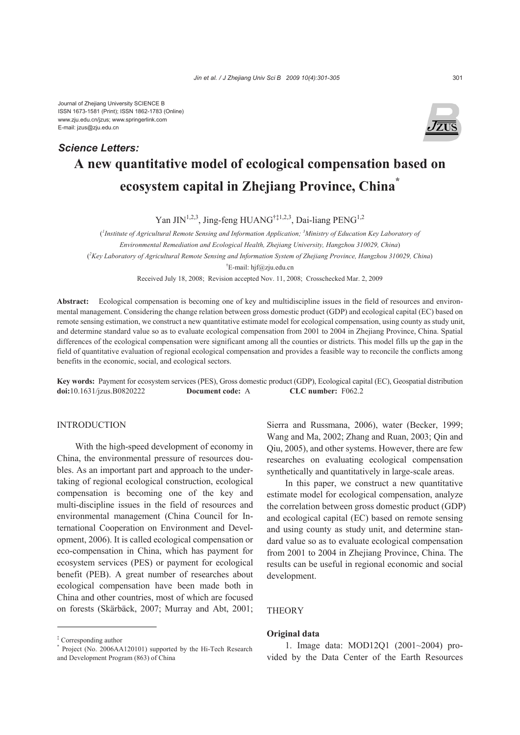Journal of Zhejiang University SCIENCE B
ISSN 1673-1581 (Print); ISSN 1862-1783 (Online)
www.zju.edu.cn/jzus; www.springerlink.com
E-mail: jzus@zju.edu.cn

***Science Letters:***

# A new quantitative model of ecological compensation based on ecosystem capital in Zhejiang Province, China[*]

Yan JIN[1,2,3], Jing-feng HUANG[†‡1,2,3], Dai-liang PENG[1,2]

([1]*Institute of Agricultural Remote Sensing and Information Application;* [3]*Ministry of Education Key Laboratory of Environmental Remediation and Ecological Health, Zhejiang University, Hangzhou 310029, China*)

([2]*Key Laboratory of Agricultural Remote Sensing and Information System of Zhejiang Province, Hangzhou 310029, China*)

[†]E-mail: hjf@zju.edu.cn

Received July 18, 2008; Revision accepted Nov. 11, 2008; Crosschecked Mar. 2, 2009

**Abstract:** Ecological compensation is becoming one of key and multidiscipline issues in the field of resources and environmental management. Considering the change relation between gross domestic product (GDP) and ecological capital (EC) based on remote sensing estimation, we construct a new quantitative estimate model for ecological compensation, using county as study unit, and determine standard value so as to evaluate ecological compensation from 2001 to 2004 in Zhejiang Province, China. Spatial differences of the ecological compensation were significant among all the counties or districts. This model fills up the gap in the field of quantitative evaluation of regional ecological compensation and provides a feasible way to reconcile the conflicts among benefits in the economic, social, and ecological sectors.

**Key words:** Payment for ecosystem services (PES), Gross domestic product (GDP), Ecological capital (EC), Geospatial distribution
**doi:**10.1631/jzus.B0820222 **Document code:** A **CLC number:** F062.2

## INTRODUCTION

With the high-speed development of economy in China, the environmental pressure of resources doubles. As an important part and approach to the undertaking of regional ecological construction, ecological compensation is becoming one of the key and multi-discipline issues in the field of resources and environmental management (China Council for International Cooperation on Environment and Development, 2006). It is called ecological compensation or eco-compensation in China, which has payment for ecosystem services (PES) or payment for ecological benefit (PEB). A great number of researches about ecological compensation have been made both in China and other countries, most of which are focused on forests (Skärbäck, 2007; Murray and Abt, 2001; Sierra and Russmana, 2006), water (Becker, 1999; Wang and Ma, 2002; Zhang and Ruan, 2003; Qin and Qiu, 2005), and other systems. However, there are few researches on evaluating ecological compensation synthetically and quantitatively in large-scale areas.

In this paper, we construct a new quantitative estimate model for ecological compensation, analyze the correlation between gross domestic product (GDP) and ecological capital (EC) based on remote sensing and using county as study unit, and determine standard value so as to evaluate ecological compensation from 2001 to 2004 in Zhejiang Province, China. The results can be useful in regional economic and social development.

## THEORY

### Original data

1. Image data: MOD12Q1 (2001~2004) provided by the Data Center of the Earth Resources

---

[‡] Corresponding author
[*] Project (No. 2006AA120101) supported by the Hi-Tech Research and Development Program (863) of China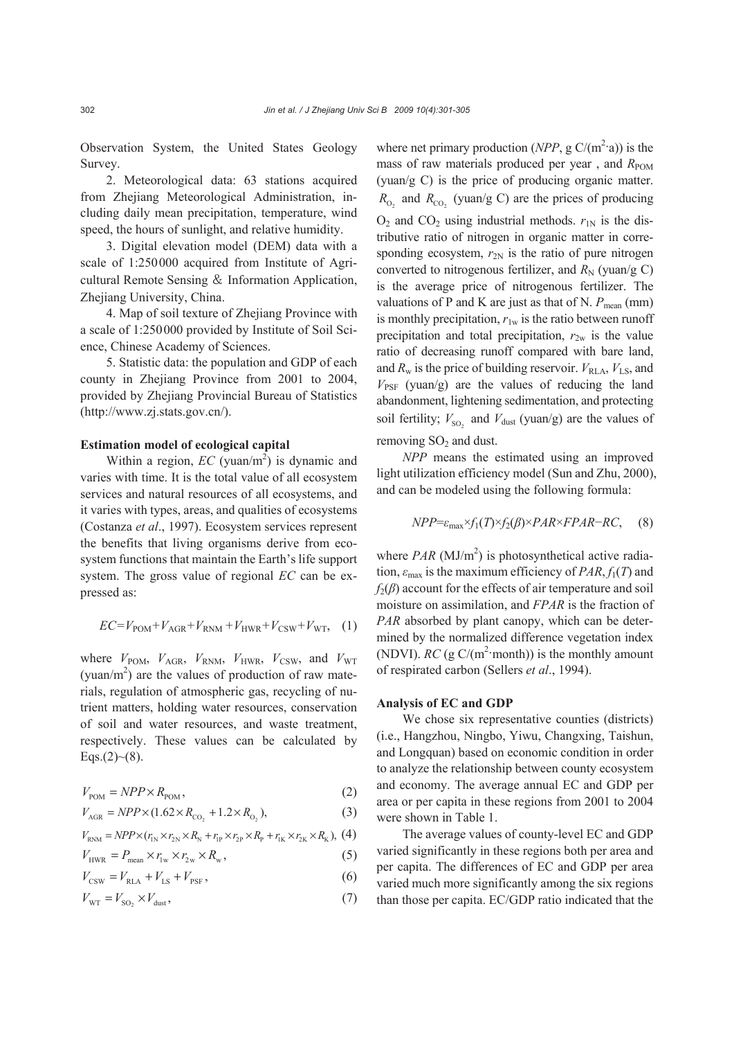Observation System, the United States Geology Survey.

2. Meteorological data: 63 stations acquired from Zhejiang Meteorological Administration, including daily mean precipitation, temperature, wind speed, the hours of sunlight, and relative humidity.

3. Digital elevation model (DEM) data with a scale of 1:250000 acquired from Institute of Agricultural Remote Sensing & Information Application, Zhejiang University, China.

4. Map of soil texture of Zhejiang Province with a scale of 1:250000 provided by Institute of Soil Science, Chinese Academy of Sciences.

5. Statistic data: the population and GDP of each county in Zhejiang Province from 2001 to 2004, provided by Zhejiang Provincial Bureau of Statistics (http://www.zj.stats.gov.cn/).

**Estimation model of ecological capital**

Within a region, *EC* (yuan/m$^2$) is dynamic and varies with time. It is the total value of all ecosystem services and natural resources of all ecosystems, and it varies with types, areas, and qualities of ecosystems (Costanza *et al*., 1997). Ecosystem services represent the benefits that living organisms derive from ecosystem functions that maintain the Earth's life support system. The gross value of regional *EC* can be expressed as:

$$EC=V_{\text{POM}}+V_{\text{AGR}}+V_{\text{RNM}}+V_{\text{HWR}}+V_{\text{CSW}}+V_{\text{WT}}, \quad (1)$$

where $V_{\text{POM}}$, $V_{\text{AGR}}$, $V_{\text{RNM}}$, $V_{\text{HWR}}$, $V_{\text{CSW}}$, and $V_{\text{WT}}$ (yuan/m$^2$) are the values of production of raw materials, regulation of atmospheric gas, recycling of nutrient matters, holding water resources, conservation of soil and water resources, and waste treatment, respectively. These values can be calculated by Eqs.(2)~(8).

$$V_{\text{POM}} = NPP \times R_{\text{POM}}, \quad (2)$$

$$V_{\text{AGR}} = NPP \times (1.62 \times R_{\text{CO}_2} + 1.2 \times R_{\text{O}_2}), \quad (3)$$

$$V_{\text{RNM}} = NPP \times (r_{1\text{N}} \times r_{2\text{N}} \times R_{\text{N}} + r_{1\text{P}} \times r_{2\text{P}} \times R_{\text{P}} + r_{1\text{K}} \times r_{2\text{K}} \times R_{\text{K}}), \quad (4)$$

$$V_{\text{HWR}} = P_{\text{mean}} \times r_{1\text{w}} \times r_{2\text{w}} \times R_{\text{w}}, \quad (5)$$

$$V_{\text{CSW}} = V_{\text{RLA}} + V_{\text{LS}} + V_{\text{PSF}}, \quad (6)$$

$$V_{\text{WT}} = V_{\text{SO}_2} \times V_{\text{dust}}, \quad (7)$$

where net primary production (*NPP*, g C/(m$^2$·a)) is the mass of raw materials produced per year , and $R_{\text{POM}}$ (yuan/g C) is the price of producing organic matter. $R_{\text{O}_2}$ and $R_{\text{CO}_2}$ (yuan/g C) are the prices of producing $O_2$ and $CO_2$ using industrial methods. $r_{1\text{N}}$ is the distributive ratio of nitrogen in organic matter in corresponding ecosystem, $r_{2\text{N}}$ is the ratio of pure nitrogen converted to nitrogenous fertilizer, and $R_{\text{N}}$ (yuan/g C) is the average price of nitrogenous fertilizer. The valuations of P and K are just as that of N. $P_{\text{mean}}$ (mm) is monthly precipitation, $r_{1\text{w}}$ is the ratio between runoff precipitation and total precipitation, $r_{2\text{w}}$ is the value ratio of decreasing runoff compared with bare land, and $R_{\text{w}}$ is the price of building reservoir. $V_{\text{RLA}}$, $V_{\text{LS}}$, and $V_{\text{PSF}}$ (yuan/g) are the values of reducing the land abandonment, lightening sedimentation, and protecting soil fertility; $V_{\text{SO}_2}$ and $V_{\text{dust}}$ (yuan/g) are the values of removing $SO_2$ and dust.

*NPP* means the estimated using an improved light utilization efficiency model (Sun and Zhu, 2000), and can be modeled using the following formula:

$$NPP=\varepsilon_{\max}\times f_1(T)\times f_2(\beta)\times PAR\times FPAR-RC, \quad (8)$$

where *PAR* (MJ/m$^2$) is photosynthetical active radiation, $\varepsilon_{\max}$ is the maximum efficiency of *PAR*, $f_1(T)$ and $f_2(\beta)$ account for the effects of air temperature and soil moisture on assimilation, and *FPAR* is the fraction of *PAR* absorbed by plant canopy, which can be determined by the normalized difference vegetation index (NDVI). *RC* (g C/(m$^2$·month)) is the monthly amount of respirated carbon (Sellers *et al*., 1994).

**Analysis of EC and GDP**

We chose six representative counties (districts) (i.e., Hangzhou, Ningbo, Yiwu, Changxing, Taishun, and Longquan) based on economic condition in order to analyze the relationship between county ecosystem and economy. The average annual EC and GDP per area or per capita in these regions from 2001 to 2004 were shown in Table 1.

The average values of county-level EC and GDP varied significantly in these regions both per area and per capita. The differences of EC and GDP per area varied much more significantly among the six regions than those per capita. EC/GDP ratio indicated that the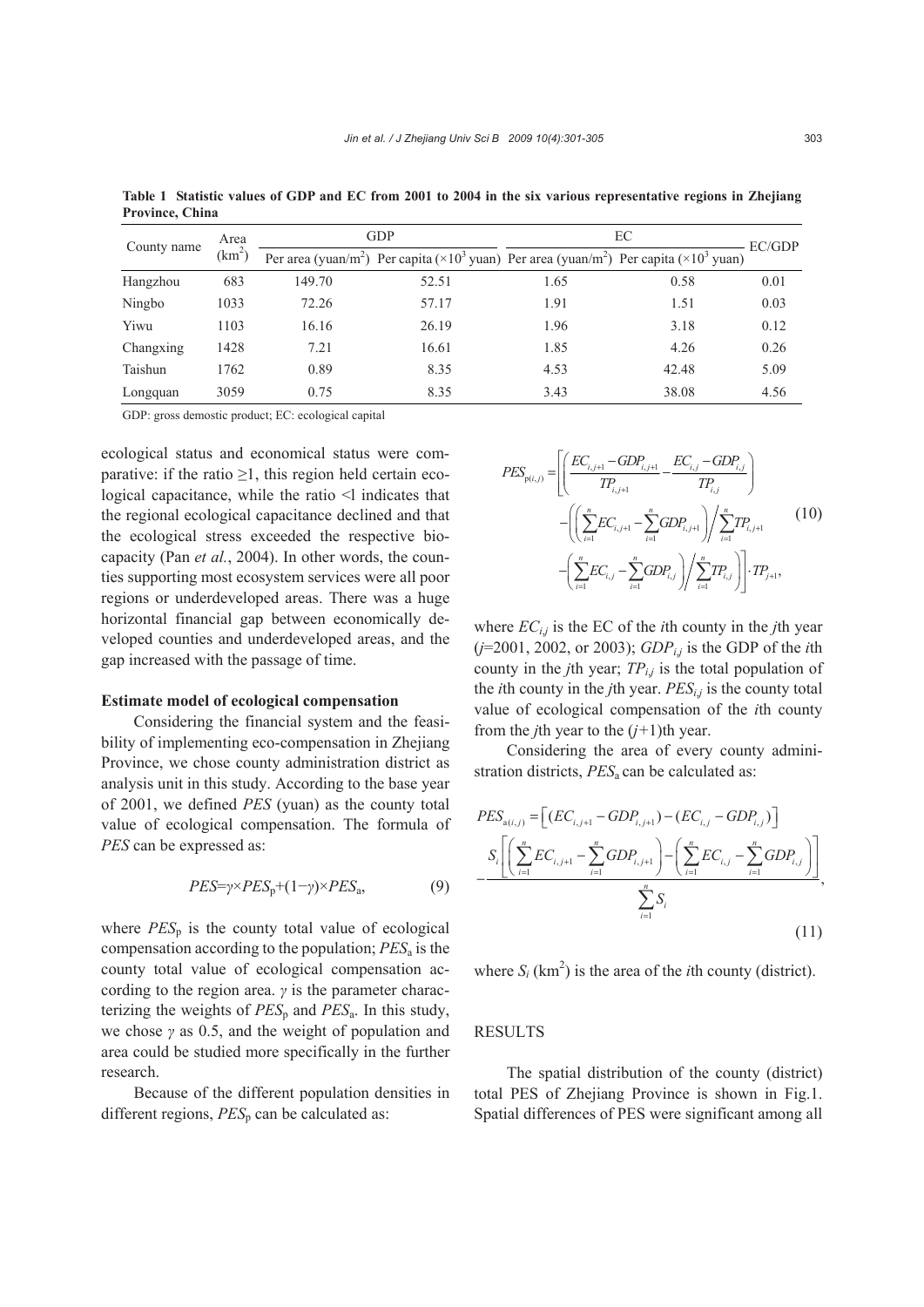**Table 1 Statistic values of GDP and EC from 2001 to 2004 in the six various representative regions in Zhejiang Province, China**

| County name | Area ($km^2$) | GDP | | EC | | EC/GDP |
|---|---|---|---|---|---|---|
| | | Per area (yuan/$m^2$) | Per capita ($\times10^3$ yuan) | Per area (yuan/$m^2$) | Per capita ($\times10^3$ yuan) | |
| Hangzhou | 683 | 149.70 | 52.51 | 1.65 | 0.58 | 0.01 |
| Ningbo | 1033 | 72.26 | 57.17 | 1.91 | 1.51 | 0.03 |
| Yiwu | 1103 | 16.16 | 26.19 | 1.96 | 3.18 | 0.12 |
| Changxing | 1428 | 7.21 | 16.61 | 1.85 | 4.26 | 0.26 |
| Taishun | 1762 | 0.89 | 8.35 | 4.53 | 42.48 | 5.09 |
| Longquan | 3059 | 0.75 | 8.35 | 3.43 | 38.08 | 4.56 |

GDP: gross demostic product; EC: ecological capital

ecological status and economical status were comparative: if the ratio ≥1, this region held certain ecological capacitance, while the ratio <1 indicates that the regional ecological capacitance declined and that the ecological stress exceeded the respective biocapacity (Pan *et al.*, 2004). In other words, the counties supporting most ecosystem services were all poor regions or underdeveloped areas. There was a huge horizontal financial gap between economically developed counties and underdeveloped areas, and the gap increased with the passage of time.

**Estimate model of ecological compensation**

Considering the financial system and the feasibility of implementing eco-compensation in Zhejiang Province, we chose county administration district as analysis unit in this study. According to the base year of 2001, we defined *PES* (yuan) as the county total value of ecological compensation. The formula of *PES* can be expressed as:

$$PES=\gamma\times PES_{\mathrm{p}}+(1-\gamma)\times PES_{\mathrm{a}}, \tag{9}$$

where $PES_{\mathrm{p}}$ is the county total value of ecological compensation according to the population; $PES_{\mathrm{a}}$ is the county total value of ecological compensation according to the region area. $\gamma$ is the parameter characterizing the weights of $PES_{\mathrm{p}}$ and $PES_{\mathrm{a}}$. In this study, we chose $\gamma$ as 0.5, and the weight of population and area could be studied more specifically in the further research.

Because of the different population densities in different regions, $PES_{\mathrm{p}}$ can be calculated as:

$$PES_{\mathrm{p}(i,j)}=\left[\left(\frac{EC_{i,j+1}-GDP_{i,j+1}}{TP_{i,j+1}}-\frac{EC_{i,j}-GDP_{i,j}}{TP_{i,j}}\right)-\left(\left(\sum_{i=1}^{n}EC_{i,j+1}-\sum_{i=1}^{n}GDP_{i,j+1}\right)\Bigg/\sum_{i=1}^{n}TP_{i,j+1}-\left(\sum_{i=1}^{n}EC_{i,j}-\sum_{i=1}^{n}GDP_{i,j}\right)\Bigg/\sum_{i=1}^{n}TP_{i,j}\right)\right]\cdot TP_{j+1}, \tag{10}$$

where $EC_{i,j}$ is the EC of the $i$th county in the $j$th year ($j$=2001, 2002, or 2003); $GDP_{i,j}$ is the GDP of the $i$th county in the $j$th year; $TP_{i,j}$ is the total population of the $i$th county in the $j$th year. $PES_{i,j}$ is the county total value of ecological compensation of the $i$th county from the $j$th year to the ($j$+1)th year.

Considering the area of every county administration districts, $PES_{\mathrm{a}}$ can be calculated as:

$$PES_{\mathrm{a}(i,j)}=\left[(EC_{i,j+1}-GDP_{i,j+1})-(EC_{i,j}-GDP_{i,j})\right]-\frac{S_i\left[\left(\sum_{i=1}^{n}EC_{i,j+1}-\sum_{i=1}^{n}GDP_{i,j+1}\right)-\left(\sum_{i=1}^{n}EC_{i,j}-\sum_{i=1}^{n}GDP_{i,j}\right)\right]}{\sum_{i=1}^{n}S_i}, \tag{11}$$

where $S_i$ ($km^2$) is the area of the $i$th county (district).

## RESULTS

The spatial distribution of the county (district) total PES of Zhejiang Province is shown in Fig.1. Spatial differences of PES were significant among all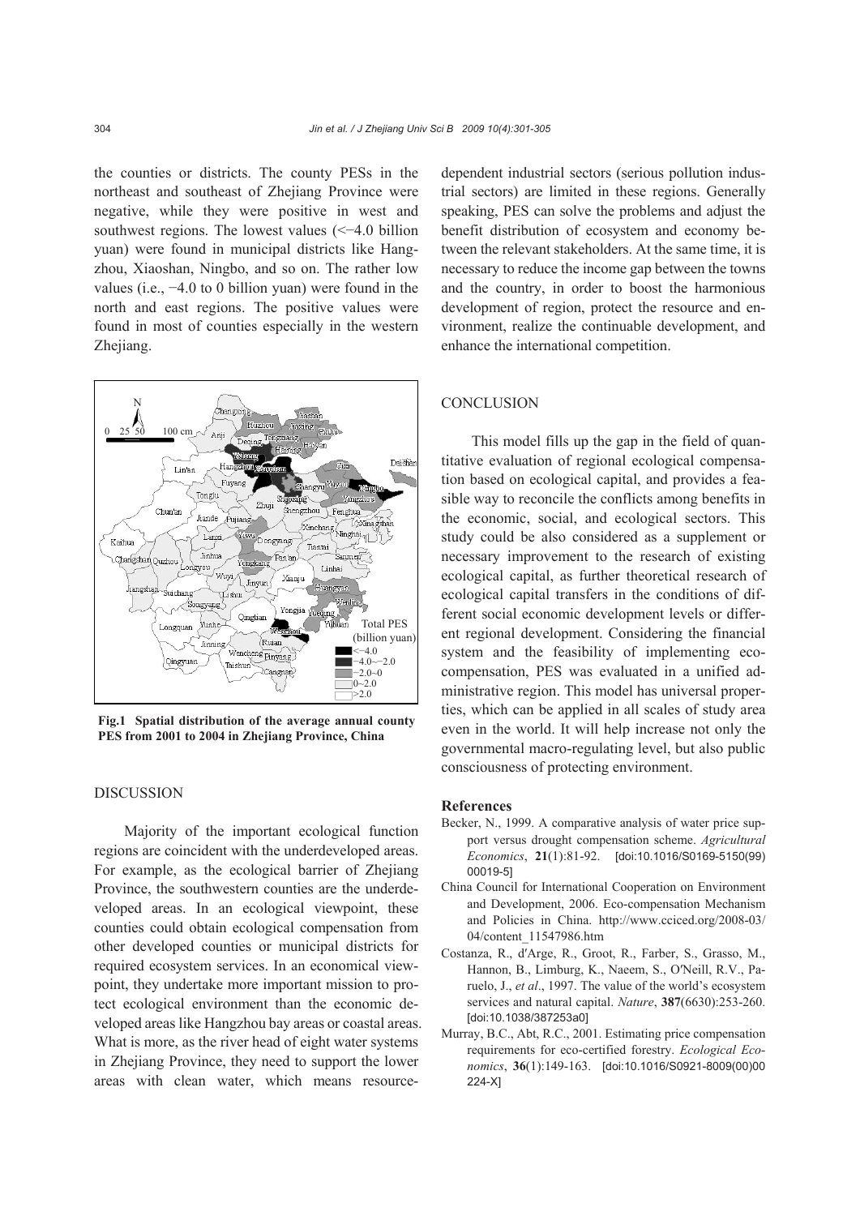the counties or districts. The county PESs in the northeast and southeast of Zhejiang Province were negative, while they were positive in west and southwest regions. The lowest values (<−4.0 billion yuan) were found in municipal districts like Hangzhou, Xiaoshan, Ningbo, and so on. The rather low values (i.e., −4.0 to 0 billion yuan) were found in the north and east regions. The positive values were found in most of counties especially in the western Zhejiang.

N

0 25 50 100 cm

Total PES (billion yuan)

<−4.0

−4.0~−2.0

−2.0~0

0~2.0

>2.0

**Fig.1 Spatial distribution of the average annual county PES from 2001 to 2004 in Zhejiang Province, China**

## DISCUSSION

Majority of the important ecological function regions are coincident with the underdeveloped areas. For example, as the ecological barrier of Zhejiang Province, the southwestern counties are the underdeveloped areas. In an ecological viewpoint, these counties could obtain ecological compensation from other developed counties or municipal districts for required ecosystem services. In an economical viewpoint, they undertake more important mission to protect ecological environment than the economic developed areas like Hangzhou bay areas or coastal areas. What is more, as the river head of eight water systems in Zhejiang Province, they need to support the lower areas with clean water, which means resource-dependent industrial sectors (serious pollution industrial sectors) are limited in these regions. Generally speaking, PES can solve the problems and adjust the benefit distribution of ecosystem and economy between the relevant stakeholders. At the same time, it is necessary to reduce the income gap between the towns and the country, in order to boost the harmonious development of region, protect the resource and environment, realize the continuable development, and enhance the international competition.

## CONCLUSION

This model fills up the gap in the field of quantitative evaluation of regional ecological compensation based on ecological capital, and provides a feasible way to reconcile the conflicts among benefits in the economic, social, and ecological sectors. This study could be also considered as a supplement or necessary improvement to the research of existing ecological capital, as further theoretical research of ecological capital transfers in the conditions of different social economic development levels or different regional development. Considering the financial system and the feasibility of implementing eco-compensation, PES was evaluated in a unified administrative region. This model has universal properties, which can be applied in all scales of study area even in the world. It will help increase not only the governmental macro-regulating level, but also public consciousness of protecting environment.

## References

Becker, N., 1999. A comparative analysis of water price support versus drought compensation scheme. *Agricultural Economics*, **21**(1):81-92. [doi:10.1016/S0169-5150(99)00019-5]

China Council for International Cooperation on Environment and Development, 2006. Eco-compensation Mechanism and Policies in China. http://www.cciced.org/2008-03/04/content_11547986.htm

Costanza, R., d'Arge, R., Groot, R., Farber, S., Grasso, M., Hannon, B., Limburg, K., Naeem, S., O'Neill, R.V., Paruelo, J., *et al*., 1997. The value of the world's ecosystem services and natural capital. *Nature*, **387**(6630):253-260. [doi:10.1038/387253a0]

Murray, B.C., Abt, R.C., 2001. Estimating price compensation requirements for eco-certified forestry. *Ecological Economics*, **36**(1):149-163. [doi:10.1016/S0921-8009(00)00224-X]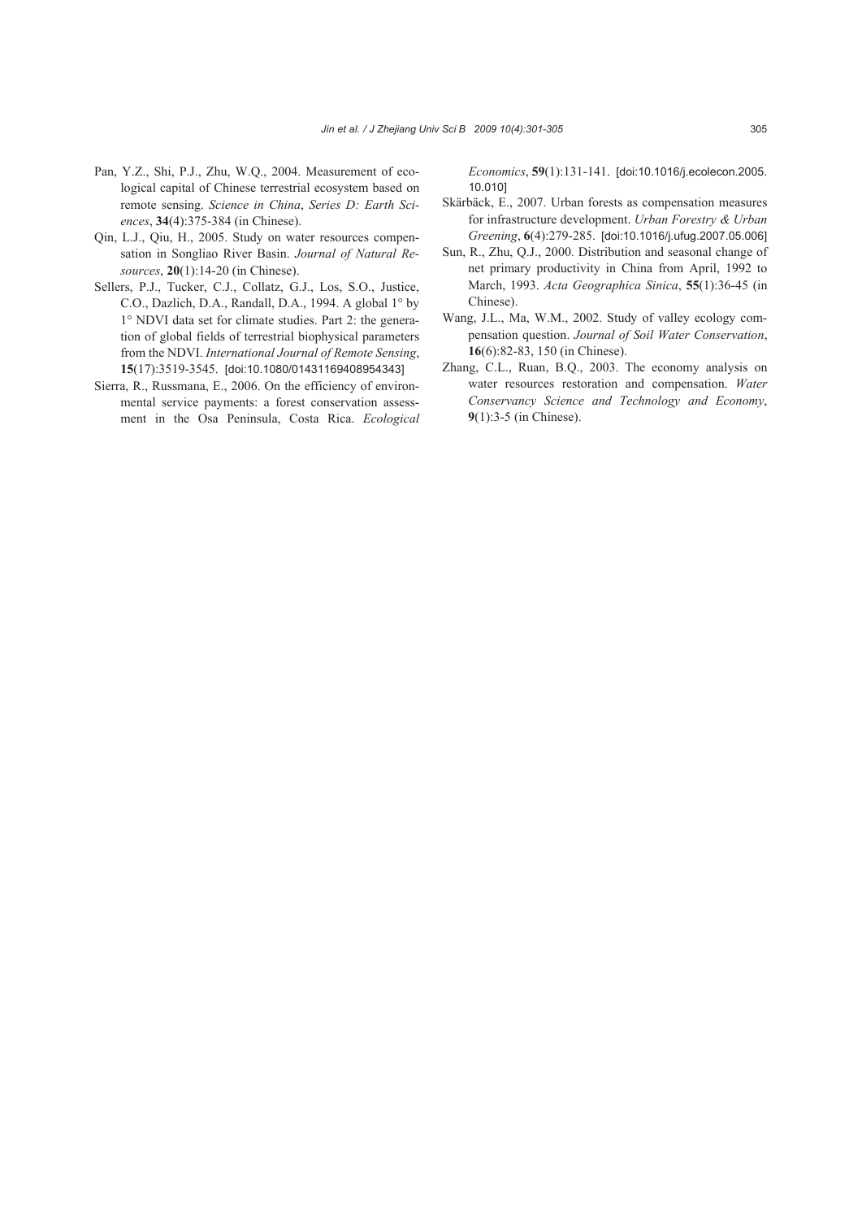Pan, Y.Z., Shi, P.J., Zhu, W.Q., 2004. Measurement of ecological capital of Chinese terrestrial ecosystem based on remote sensing. *Science in China*, *Series D: Earth Sciences*, **34**(4):375-384 (in Chinese).

Qin, L.J., Qiu, H., 2005. Study on water resources compensation in Songliao River Basin. *Journal of Natural Resources*, **20**(1):14-20 (in Chinese).

Sellers, P.J., Tucker, C.J., Collatz, G.J., Los, S.O., Justice, C.O., Dazlich, D.A., Randall, D.A., 1994. A global 1° by 1° NDVI data set for climate studies. Part 2: the generation of global fields of terrestrial biophysical parameters from the NDVI. *International Journal of Remote Sensing*, **15**(17):3519-3545. [doi:10.1080/01431169408954343]

Sierra, R., Russmana, E., 2006. On the efficiency of environmental service payments: a forest conservation assessment in the Osa Peninsula, Costa Rica. *Ecological Economics*, **59**(1):131-141. [doi:10.1016/j.ecolecon.2005.10.010]

Skärbäck, E., 2007. Urban forests as compensation measures for infrastructure development. *Urban Forestry & Urban Greening*, **6**(4):279-285. [doi:10.1016/j.ufug.2007.05.006]

Sun, R., Zhu, Q.J., 2000. Distribution and seasonal change of net primary productivity in China from April, 1992 to March, 1993. *Acta Geographica Sinica*, **55**(1):36-45 (in Chinese).

Wang, J.L., Ma, W.M., 2002. Study of valley ecology compensation question. *Journal of Soil Water Conservation*, **16**(6):82-83, 150 (in Chinese).

Zhang, C.L., Ruan, B.Q., 2003. The economy analysis on water resources restoration and compensation. *Water Conservancy Science and Technology and Economy*, **9**(1):3-5 (in Chinese).